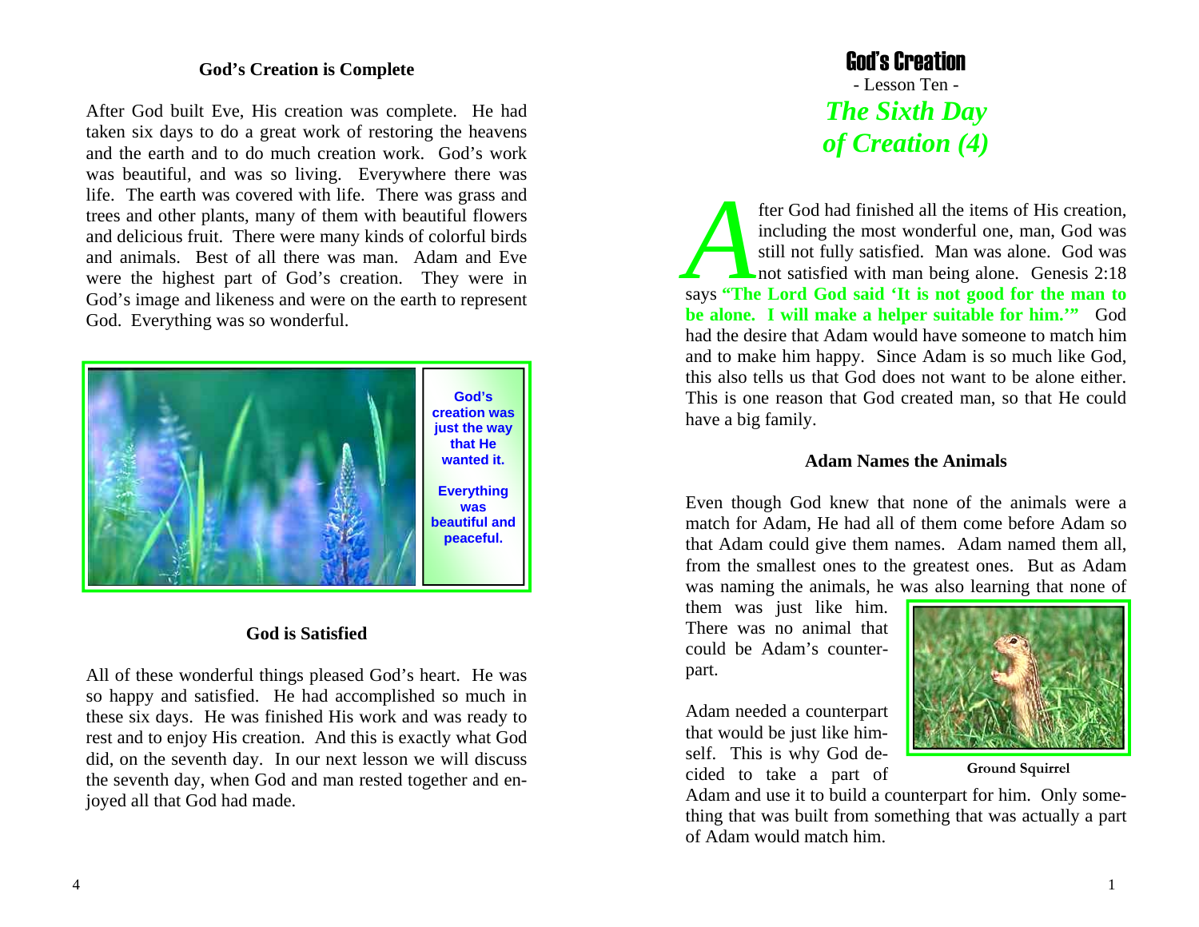## God's Creation is Complete

After God built Eve, His creation was complete. He had taken six days to do a great work of restoring the heavens and the earth and to do much creation work. God's work was beautiful, and was so living. Everywhere there was life. The earth was covered with life. There was grass and trees and other plants, many of them with beautiful flowers and delicious fruit. There were many kinds of colorful birds and animals. Best of all there was man. Adam and Eve were the highest part of God's creation. They were in God's image and likeness and were on the earth to represent God. Everything was so wonderful.

**God's creation was just the way that He wanted it.**

**Everything was beautiful and peaceful.**

## God is Satisfied

All of these wonderful things pleased God's heart. He was so happy and satisfied. He had accomplished so much in these six days. He was finished His work and was ready to rest and to enjoy His creation. And this is exactly what God did, on the seventh day. In our next lesson we will discuss the seventh day, when God and man rested together and enjoyed all that God had made.

# God's Creation

- Lesson Ten -

## *The Sixth Day of Creation (4)*

After God had finished all the items of His creation, including the most wonderful one, man, God was still not fully satisfied. Man was alone. God was not satisfied with man being alone. Genesis 2:18 says **"The Lord God said 'It is not good for the man to be alone. I will make a helper suitable for him.'"** God had the desire that Adam would have someone to match him and to make him happy. Since Adam is so much like God, this also tells us that God does not want to be alone either. This is one reason that God created man, so that He could have a big family.

### Adam Names the Animals

Even though God knew that none of the animals were a match for Adam, He had all of them come before Adam so that Adam could give them names. Adam named them all, from the smallest ones to the greatest ones. But as Adam was naming the animals, he was also learning that none of them was just like him. There was no animal that could be Adam's counterpart.

Ground Squirrel

Adam needed a counterpart that would be just like himself. This is why God decided to take a part of Adam and use it to build a counterpart for him. Only something that was built from something that was actually a part of Adam would match him.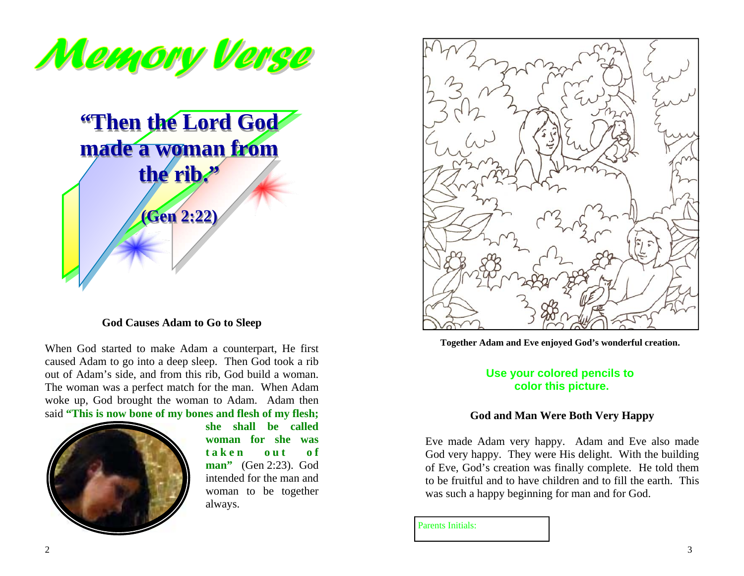# Memory Verse

**"Then the Lord God made a woman from the rib."**

**(Gen 2:22)**

### God Causes Adam to Go to Sleep

When God started to make Adam a counterpart, He first caused Adam to go into a deep sleep. Then God took a rib out of Adam's side, and from this rib, God build a woman. The woman was a perfect match for the man. When Adam woke up, God brought the woman to Adam. Adam then said **"This is now bone of my bones and flesh of my flesh; she shall be called woman for she was taken out of man"** (Gen 2:23). God intended for the man and woman to be together always.

**Together Adam and Eve enjoyed God's wonderful creation.**

**Use your colored pencils to color this picture.**

### God and Man Were Both Very Happy

Eve made Adam very happy. Adam and Eve also made God very happy. They were His delight. With the building of Eve, God's creation was finally complete. He told them to be fruitful and to have children and to fill the earth. This was such a happy beginning for man and for God.

| Parents Initials: |
|---|
| |